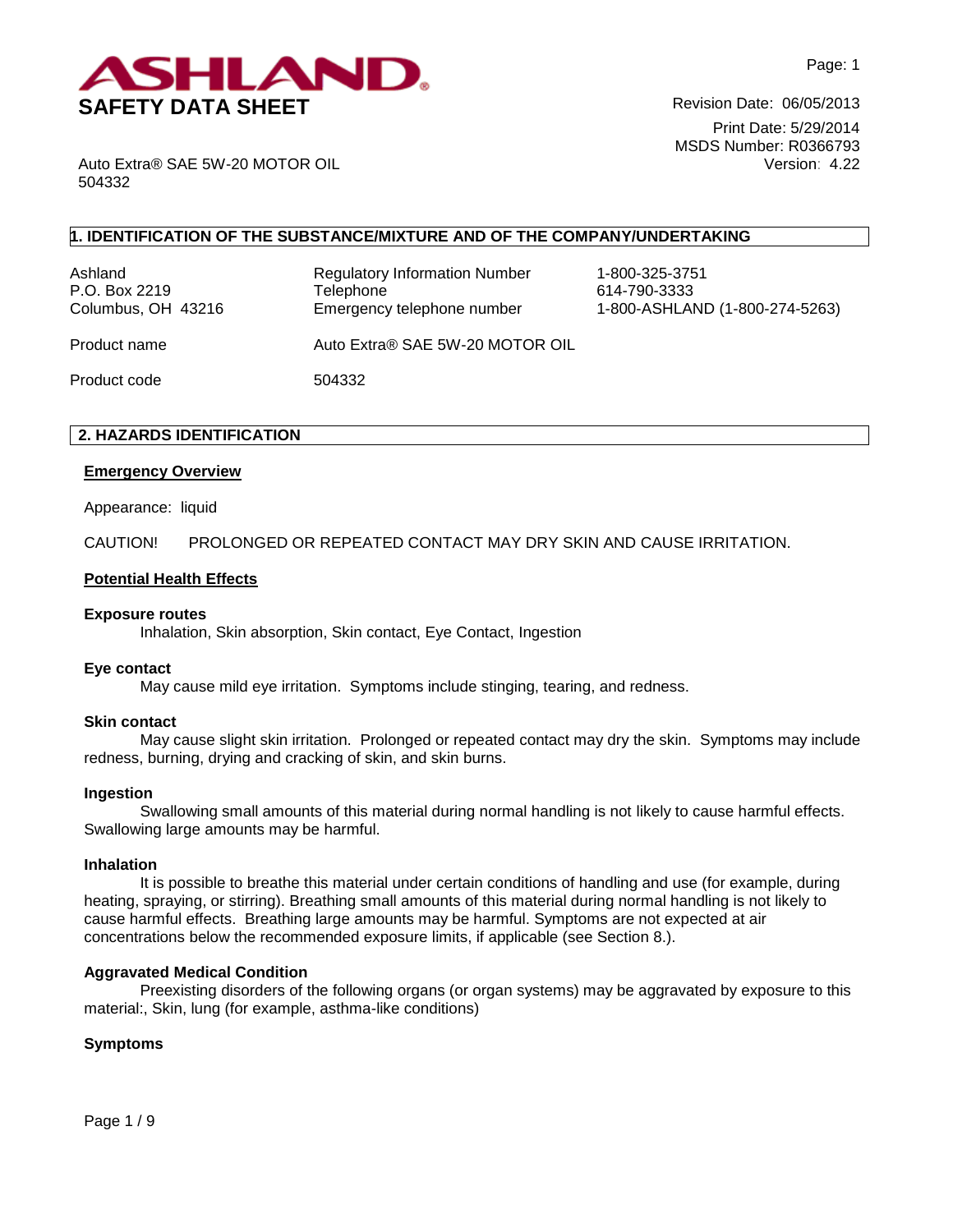**ASHLAND**

# SAFETY DATA SHEET

Revision Date: 06/05/2013
Print Date: 5/29/2014
MSDS Number: R0366793
Version: 4.22

Auto Extra® SAE 5W-20 MOTOR OIL
504332

## 1. IDENTIFICATION OF THE SUBSTANCE/MIXTURE AND OF THE COMPANY/UNDERTAKING

| | | |
|---|---|---|
| Ashland<br>P.O. Box 2219<br>Columbus, OH 43216 | Regulatory Information Number<br>Telephone<br>Emergency telephone number | 1-800-325-3751<br>614-790-3333<br>1-800-ASHLAND (1-800-274-5263) |

Product name: Auto Extra® SAE 5W-20 MOTOR OIL

Product code: 504332

## 2. HAZARDS IDENTIFICATION

### Emergency Overview

Appearance: liquid

CAUTION! PROLONGED OR REPEATED CONTACT MAY DRY SKIN AND CAUSE IRRITATION.

### Potential Health Effects

**Exposure routes**

Inhalation, Skin absorption, Skin contact, Eye Contact, Ingestion

**Eye contact**

May cause mild eye irritation. Symptoms include stinging, tearing, and redness.

**Skin contact**

May cause slight skin irritation. Prolonged or repeated contact may dry the skin. Symptoms may include redness, burning, drying and cracking of skin, and skin burns.

**Ingestion**

Swallowing small amounts of this material during normal handling is not likely to cause harmful effects. Swallowing large amounts may be harmful.

**Inhalation**

It is possible to breathe this material under certain conditions of handling and use (for example, during heating, spraying, or stirring). Breathing small amounts of this material during normal handling is not likely to cause harmful effects. Breathing large amounts may be harmful. Symptoms are not expected at air concentrations below the recommended exposure limits, if applicable (see Section 8.).

**Aggravated Medical Condition**

Preexisting disorders of the following organs (or organ systems) may be aggravated by exposure to this material:, Skin, lung (for example, asthma-like conditions)

**Symptoms**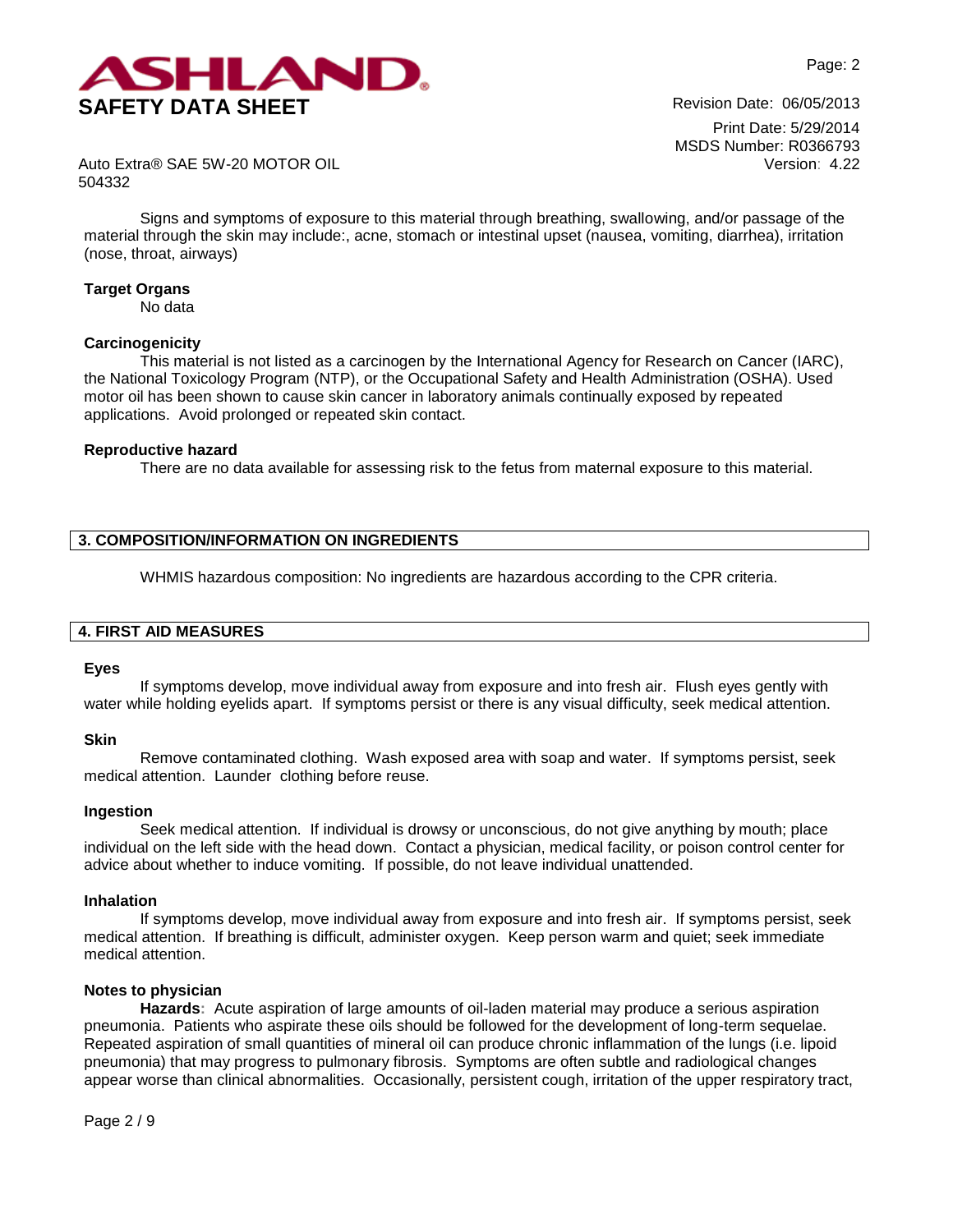Signs and symptoms of exposure to this material through breathing, swallowing, and/or passage of the material through the skin may include:, acne, stomach or intestinal upset (nausea, vomiting, diarrhea), irritation (nose, throat, airways)

**Target Organs**

No data

**Carcinogenicity**

This material is not listed as a carcinogen by the International Agency for Research on Cancer (IARC), the National Toxicology Program (NTP), or the Occupational Safety and Health Administration (OSHA). Used motor oil has been shown to cause skin cancer in laboratory animals continually exposed by repeated applications. Avoid prolonged or repeated skin contact.

**Reproductive hazard**

There are no data available for assessing risk to the fetus from maternal exposure to this material.

## 3. COMPOSITION/INFORMATION ON INGREDIENTS

WHMIS hazardous composition: No ingredients are hazardous according to the CPR criteria.

## 4. FIRST AID MEASURES

**Eyes**

If symptoms develop, move individual away from exposure and into fresh air. Flush eyes gently with water while holding eyelids apart. If symptoms persist or there is any visual difficulty, seek medical attention.

**Skin**

Remove contaminated clothing. Wash exposed area with soap and water. If symptoms persist, seek medical attention. Launder clothing before reuse.

**Ingestion**

Seek medical attention. If individual is drowsy or unconscious, do not give anything by mouth; place individual on the left side with the head down. Contact a physician, medical facility, or poison control center for advice about whether to induce vomiting. If possible, do not leave individual unattended.

**Inhalation**

If symptoms develop, move individual away from exposure and into fresh air. If symptoms persist, seek medical attention. If breathing is difficult, administer oxygen. Keep person warm and quiet; seek immediate medical attention.

**Notes to physician**

**Hazards**: Acute aspiration of large amounts of oil-laden material may produce a serious aspiration pneumonia. Patients who aspirate these oils should be followed for the development of long-term sequelae. Repeated aspiration of small quantities of mineral oil can produce chronic inflammation of the lungs (i.e. lipoid pneumonia) that may progress to pulmonary fibrosis. Symptoms are often subtle and radiological changes appear worse than clinical abnormalities. Occasionally, persistent cough, irritation of the upper respiratory tract,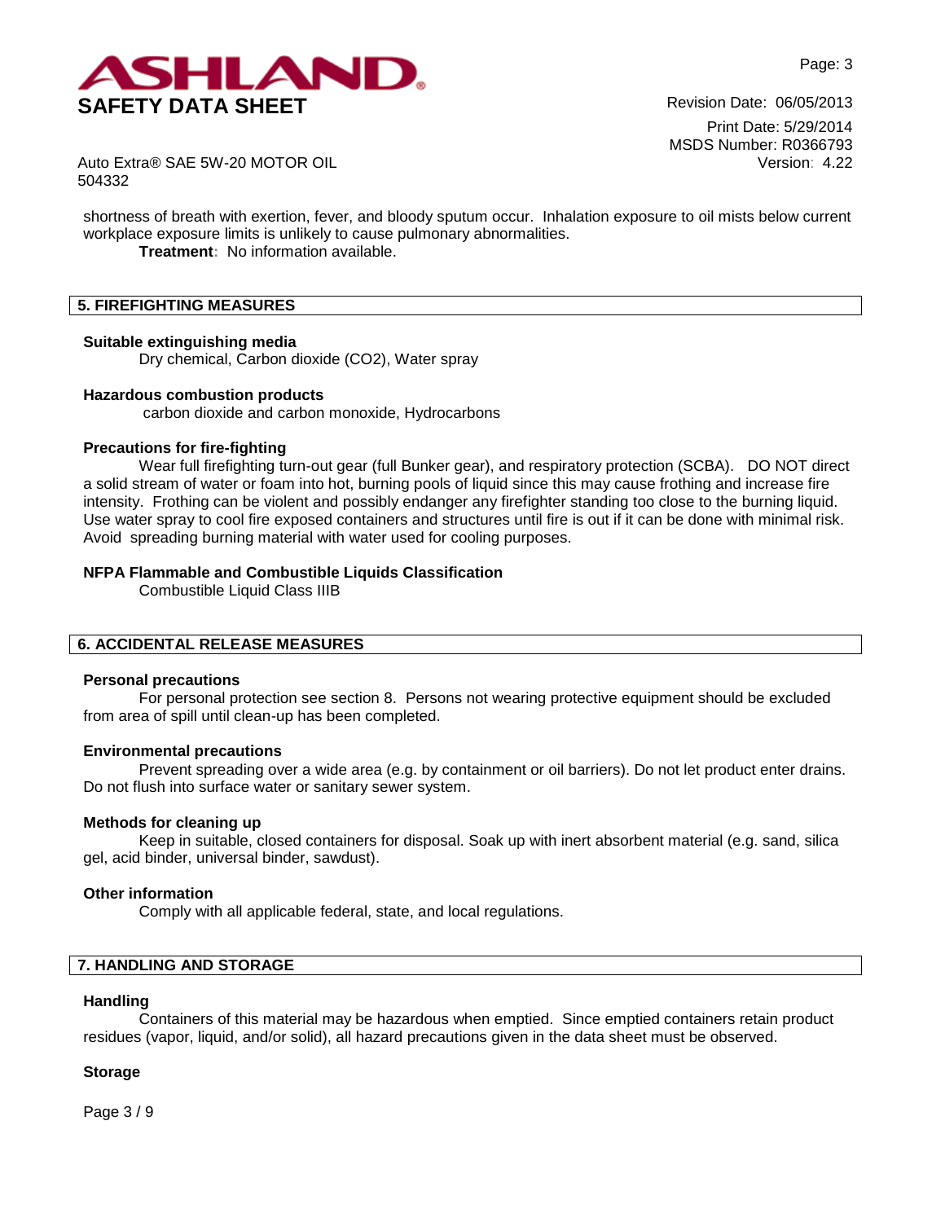shortness of breath with exertion, fever, and bloody sputum occur. Inhalation exposure to oil mists below current workplace exposure limits is unlikely to cause pulmonary abnormalities.

**Treatment**: No information available.

## 5. FIREFIGHTING MEASURES

**Suitable extinguishing media**

Dry chemical, Carbon dioxide ($CO_2$), Water spray

**Hazardous combustion products**

carbon dioxide and carbon monoxide, Hydrocarbons

**Precautions for fire-fighting**

Wear full firefighting turn-out gear (full Bunker gear), and respiratory protection (SCBA). DO NOT direct a solid stream of water or foam into hot, burning pools of liquid since this may cause frothing and increase fire intensity. Frothing can be violent and possibly endanger any firefighter standing too close to the burning liquid. Use water spray to cool fire exposed containers and structures until fire is out if it can be done with minimal risk. Avoid spreading burning material with water used for cooling purposes.

**NFPA Flammable and Combustible Liquids Classification**

Combustible Liquid Class IIIB

## 6. ACCIDENTAL RELEASE MEASURES

**Personal precautions**

For personal protection see section 8. Persons not wearing protective equipment should be excluded from area of spill until clean-up has been completed.

**Environmental precautions**

Prevent spreading over a wide area (e.g. by containment or oil barriers). Do not let product enter drains. Do not flush into surface water or sanitary sewer system.

**Methods for cleaning up**

Keep in suitable, closed containers for disposal. Soak up with inert absorbent material (e.g. sand, silica gel, acid binder, universal binder, sawdust).

**Other information**

Comply with all applicable federal, state, and local regulations.

## 7. HANDLING AND STORAGE

**Handling**

Containers of this material may be hazardous when emptied. Since emptied containers retain product residues (vapor, liquid, and/or solid), all hazard precautions given in the data sheet must be observed.

**Storage**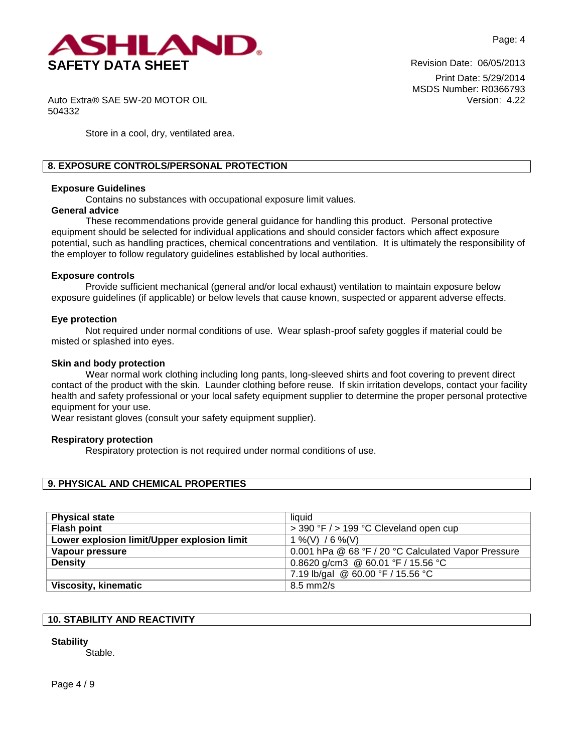Store in a cool, dry, ventilated area.

## 8. EXPOSURE CONTROLS/PERSONAL PROTECTION

**Exposure Guidelines**

Contains no substances with occupational exposure limit values.

**General advice**

These recommendations provide general guidance for handling this product. Personal protective equipment should be selected for individual applications and should consider factors which affect exposure potential, such as handling practices, chemical concentrations and ventilation. It is ultimately the responsibility of the employer to follow regulatory guidelines established by local authorities.

**Exposure controls**

Provide sufficient mechanical (general and/or local exhaust) ventilation to maintain exposure below exposure guidelines (if applicable) or below levels that cause known, suspected or apparent adverse effects.

**Eye protection**

Not required under normal conditions of use. Wear splash-proof safety goggles if material could be misted or splashed into eyes.

**Skin and body protection**

Wear normal work clothing including long pants, long-sleeved shirts and foot covering to prevent direct contact of the product with the skin. Launder clothing before reuse. If skin irritation develops, contact your facility health and safety professional or your local safety equipment supplier to determine the proper personal protective equipment for your use.
Wear resistant gloves (consult your safety equipment supplier).

**Respiratory protection**

Respiratory protection is not required under normal conditions of use.

## 9. PHYSICAL AND CHEMICAL PROPERTIES

| | |
|---|---|
| **Physical state** | liquid |
| **Flash point** | > 390 °F / > 199 °C Cleveland open cup |
| **Lower explosion limit/Upper explosion limit** | 1 %(V) / 6 %(V) |
| **Vapour pressure** | 0.001 hPa @ 68 °F / 20 °C Calculated Vapor Pressure |
| **Density** | 0.8620 g/cm3 @ 60.01 °F / 15.56 °C |
| | 7.19 lb/gal @ 60.00 °F / 15.56 °C |
| **Viscosity, kinematic** | 8.5 mm2/s |

## 10. STABILITY AND REACTIVITY

**Stability**

Stable.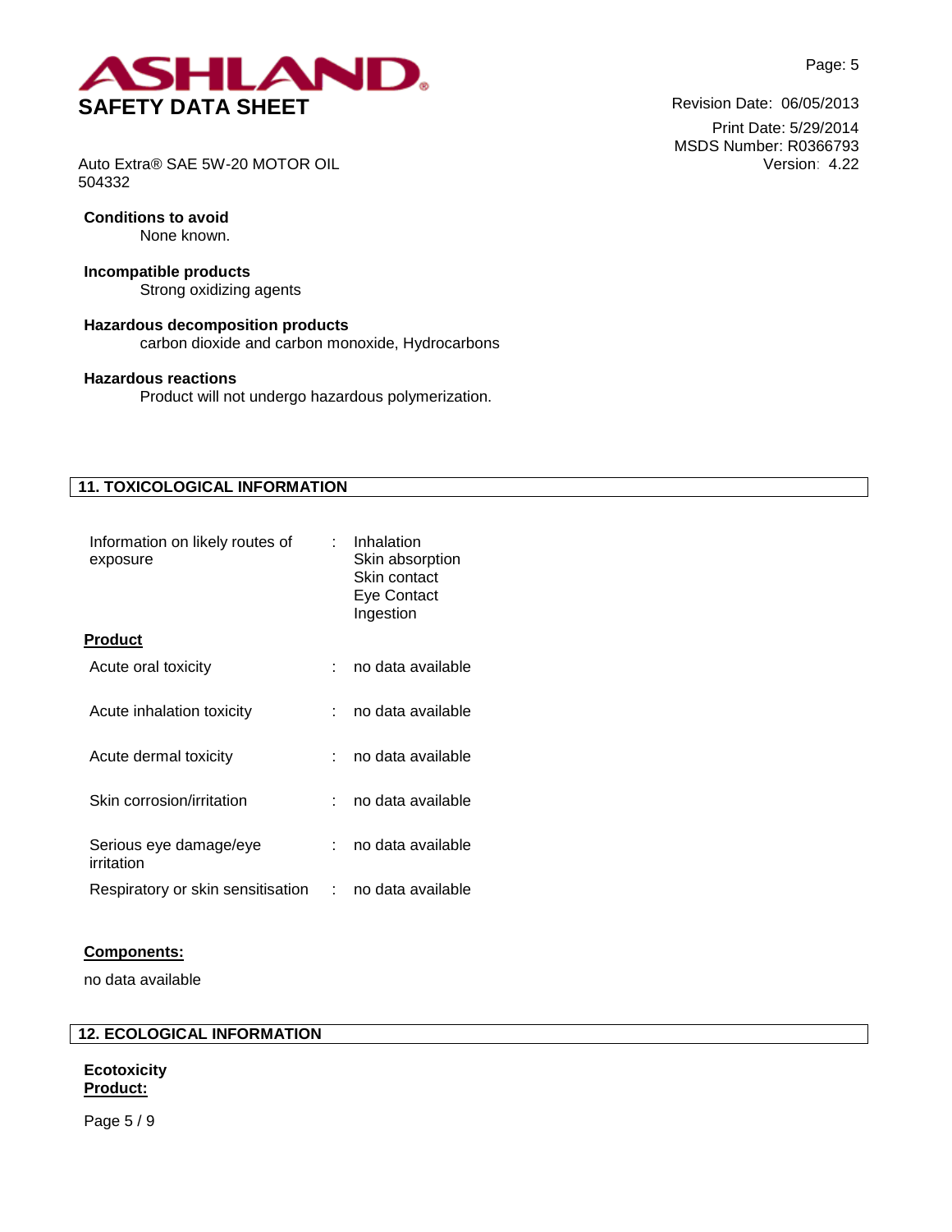**Conditions to avoid**

None known.

**Incompatible products**

Strong oxidizing agents

**Hazardous decomposition products**

carbon dioxide and carbon monoxide, Hydrocarbons

**Hazardous reactions**

Product will not undergo hazardous polymerization.

## 11. TOXICOLOGICAL INFORMATION

| | | |
|---|---|---|
| Information on likely routes of exposure | : | Inhalation<br>Skin absorption<br>Skin contact<br>Eye Contact<br>Ingestion |

**Product**

| | | |
|---|---|---|
| Acute oral toxicity | : | no data available |
| Acute inhalation toxicity | : | no data available |
| Acute dermal toxicity | : | no data available |
| Skin corrosion/irritation | : | no data available |
| Serious eye damage/eye irritation | : | no data available |
| Respiratory or skin sensitisation | : | no data available |

**Components:**

no data available

## 12. ECOLOGICAL INFORMATION

**Ecotoxicity**

**Product:**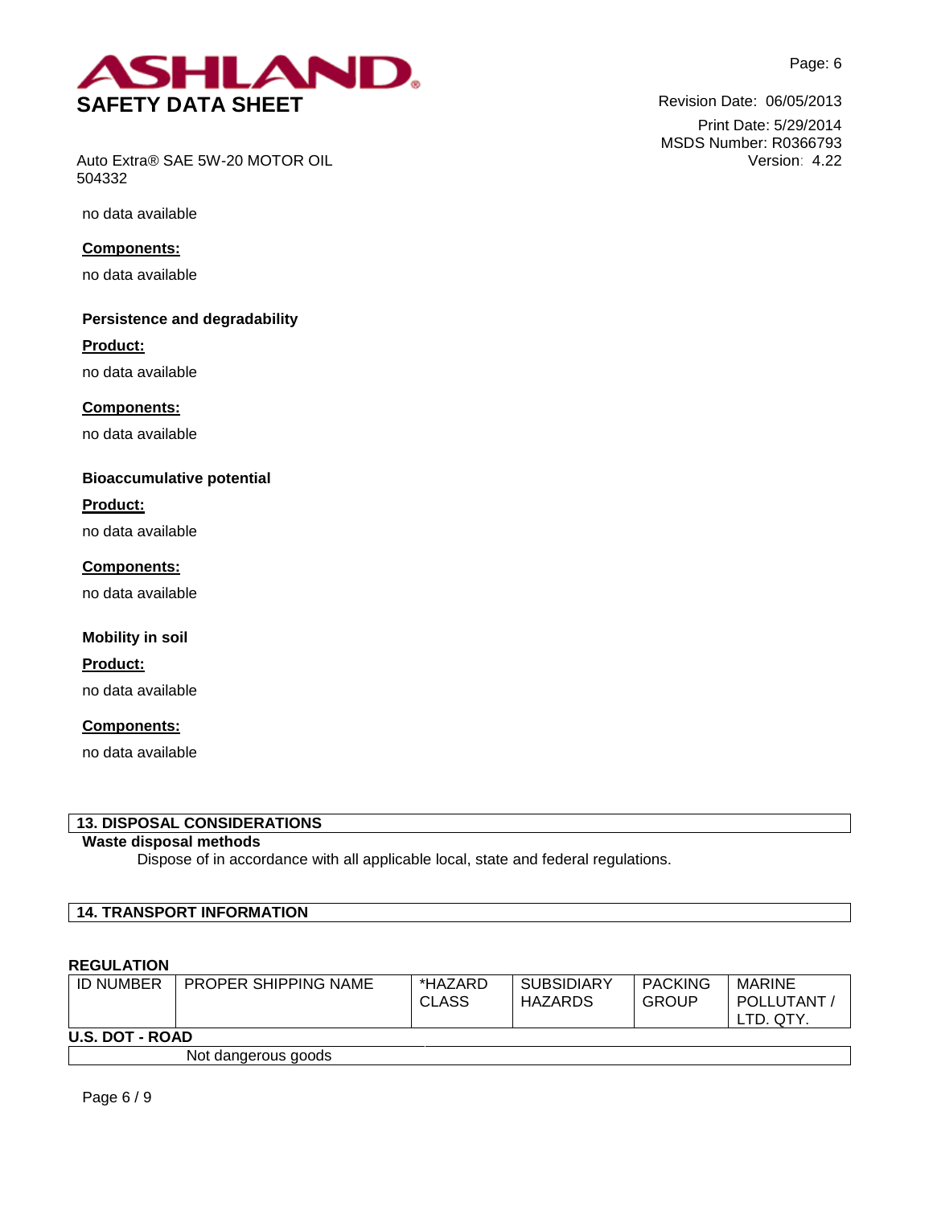no data available

**Components:**

no data available

**Persistence and degradability**

**Product:**

no data available

**Components:**

no data available

**Bioaccumulative potential**

**Product:**

no data available

**Components:**

no data available

**Mobility in soil**

**Product:**

no data available

**Components:**

no data available

## 13. DISPOSAL CONSIDERATIONS

**Waste disposal methods**

Dispose of in accordance with all applicable local, state and federal regulations.

## 14. TRANSPORT INFORMATION

**REGULATION**

| ID NUMBER | PROPER SHIPPING NAME | *HAZARD CLASS | SUBSIDIARY HAZARDS | PACKING GROUP | MARINE POLLUTANT / LTD. QTY. |
|---|---|---|---|---|---|
| **U.S. DOT - ROAD** | | | | | |
| | Not dangerous goods | | | | |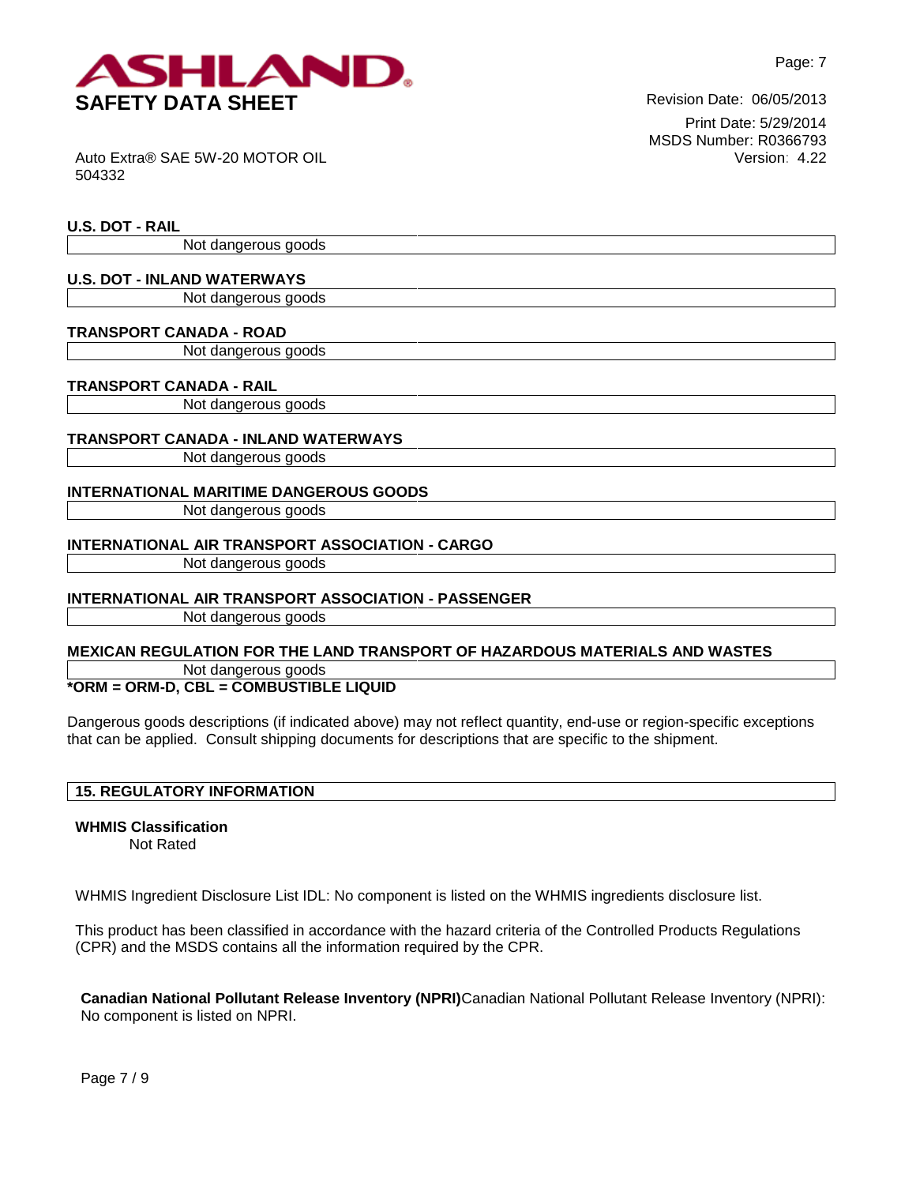**U.S. DOT - RAIL**

Not dangerous goods

**U.S. DOT - INLAND WATERWAYS**

Not dangerous goods

**TRANSPORT CANADA - ROAD**

Not dangerous goods

**TRANSPORT CANADA - RAIL**

Not dangerous goods

**TRANSPORT CANADA - INLAND WATERWAYS**

Not dangerous goods

**INTERNATIONAL MARITIME DANGEROUS GOODS**

Not dangerous goods

**INTERNATIONAL AIR TRANSPORT ASSOCIATION - CARGO**

Not dangerous goods

**INTERNATIONAL AIR TRANSPORT ASSOCIATION - PASSENGER**

Not dangerous goods

**MEXICAN REGULATION FOR THE LAND TRANSPORT OF HAZARDOUS MATERIALS AND WASTES**

Not dangerous goods

***ORM = ORM-D, CBL = COMBUSTIBLE LIQUID**

Dangerous goods descriptions (if indicated above) may not reflect quantity, end-use or region-specific exceptions that can be applied. Consult shipping documents for descriptions that are specific to the shipment.

## 15. REGULATORY INFORMATION

**WHMIS Classification**

Not Rated

WHMIS Ingredient Disclosure List IDL: No component is listed on the WHMIS ingredients disclosure list.

This product has been classified in accordance with the hazard criteria of the Controlled Products Regulations (CPR) and the MSDS contains all the information required by the CPR.

**Canadian National Pollutant Release Inventory (NPRI)**Canadian National Pollutant Release Inventory (NPRI): No component is listed on NPRI.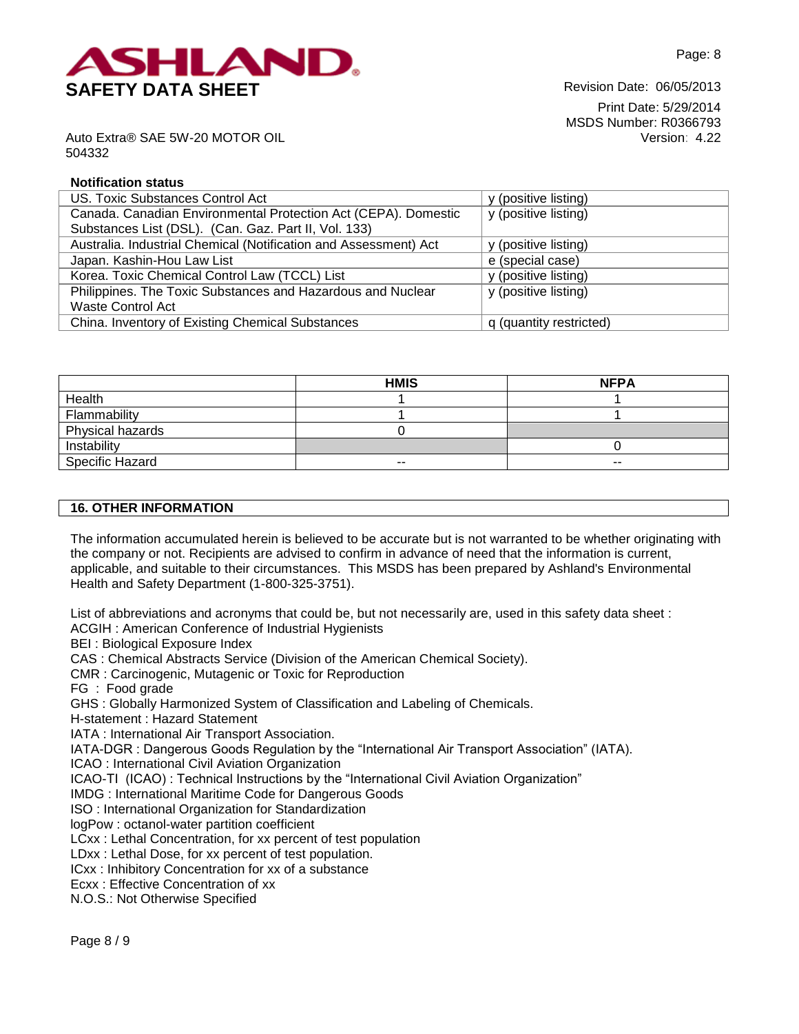**Notification status**

| | |
|---|---|
| US. Toxic Substances Control Act | y (positive listing) |
| Canada. Canadian Environmental Protection Act (CEPA). Domestic Substances List (DSL). (Can. Gaz. Part II, Vol. 133) | y (positive listing) |
| Australia. Industrial Chemical (Notification and Assessment) Act | y (positive listing) |
| Japan. Kashin-Hou Law List | e (special case) |
| Korea. Toxic Chemical Control Law (TCCL) List | y (positive listing) |
| Philippines. The Toxic Substances and Hazardous and Nuclear Waste Control Act | y (positive listing) |
| China. Inventory of Existing Chemical Substances | q (quantity restricted) |

| | HMIS | NFPA |
|---|---|---|
| Health | 1 | 1 |
| Flammability | 1 | 1 |
| Physical hazards | 0 | |
| Instability | | 0 |
| Specific Hazard | -- | -- |

## 16. OTHER INFORMATION

The information accumulated herein is believed to be accurate but is not warranted to be whether originating with the company or not. Recipients are advised to confirm in advance of need that the information is current, applicable, and suitable to their circumstances. This MSDS has been prepared by Ashland's Environmental Health and Safety Department (1-800-325-3751).

List of abbreviations and acronyms that could be, but not necessarily are, used in this safety data sheet :
ACGIH : American Conference of Industrial Hygienists
BEI : Biological Exposure Index
CAS : Chemical Abstracts Service (Division of the American Chemical Society).
CMR : Carcinogenic, Mutagenic or Toxic for Reproduction
FG : Food grade
GHS : Globally Harmonized System of Classification and Labeling of Chemicals.
H-statement : Hazard Statement
IATA : International Air Transport Association.
IATA-DGR : Dangerous Goods Regulation by the “International Air Transport Association” (IATA).
ICAO : International Civil Aviation Organization
ICAO-TI (ICAO) : Technical Instructions by the “International Civil Aviation Organization”
IMDG : International Maritime Code for Dangerous Goods
ISO : International Organization for Standardization
logPow : octanol-water partition coefficient
LCxx : Lethal Concentration, for xx percent of test population
LDxx : Lethal Dose, for xx percent of test population.
ICxx : Inhibitory Concentration for xx of a substance
Ecxx : Effective Concentration of xx
N.O.S.: Not Otherwise Specified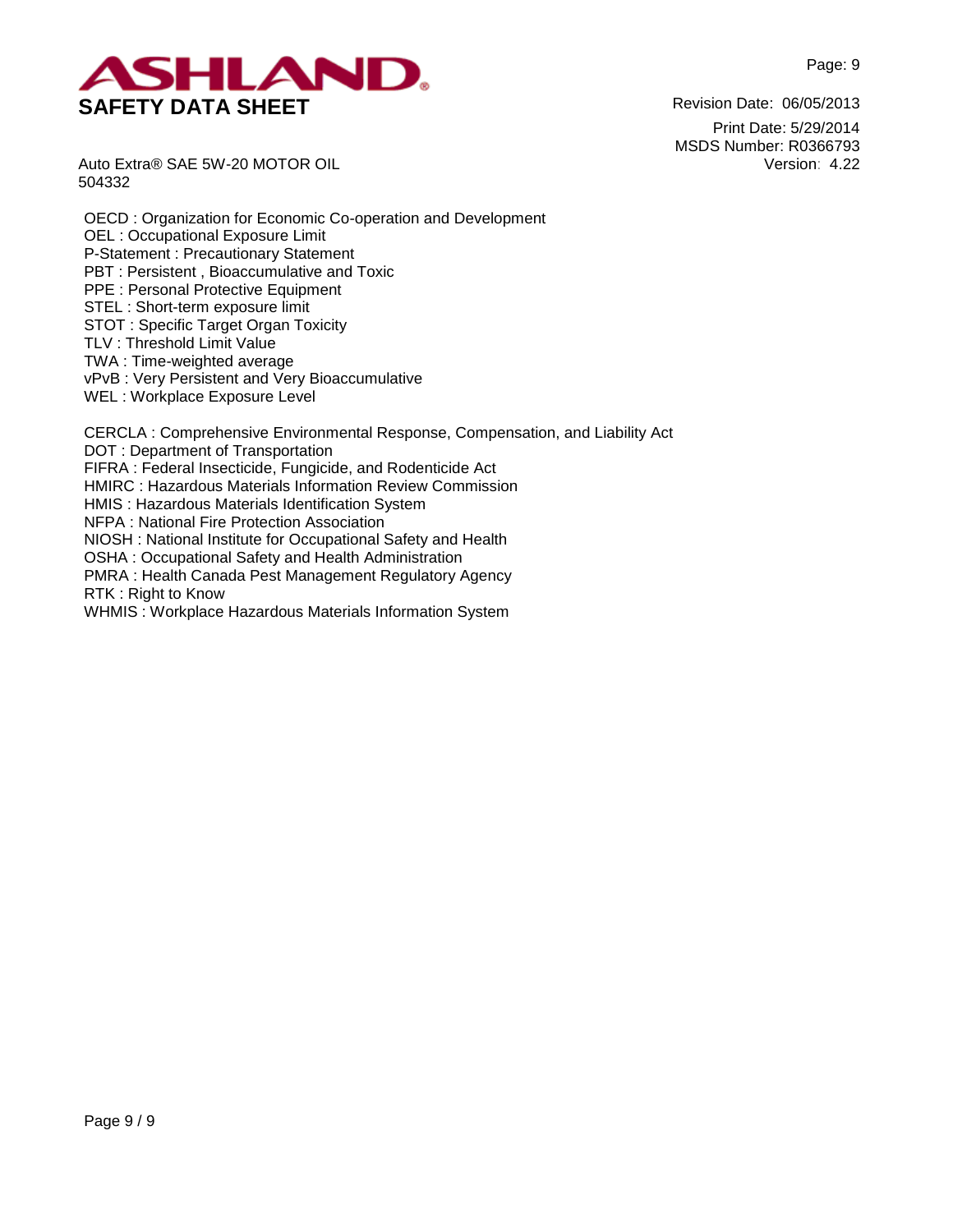OECD : Organization for Economic Co-operation and Development
OEL : Occupational Exposure Limit
P-Statement : Precautionary Statement
PBT : Persistent , Bioaccumulative and Toxic
PPE : Personal Protective Equipment
STEL : Short-term exposure limit
STOT : Specific Target Organ Toxicity
TLV : Threshold Limit Value
TWA : Time-weighted average
vPvB : Very Persistent and Very Bioaccumulative
WEL : Workplace Exposure Level

CERCLA : Comprehensive Environmental Response, Compensation, and Liability Act
DOT : Department of Transportation
FIFRA : Federal Insecticide, Fungicide, and Rodenticide Act
HMIRC : Hazardous Materials Information Review Commission
HMIS : Hazardous Materials Identification System
NFPA : National Fire Protection Association
NIOSH : National Institute for Occupational Safety and Health
OSHA : Occupational Safety and Health Administration
PMRA : Health Canada Pest Management Regulatory Agency
RTK : Right to Know
WHMIS : Workplace Hazardous Materials Information System